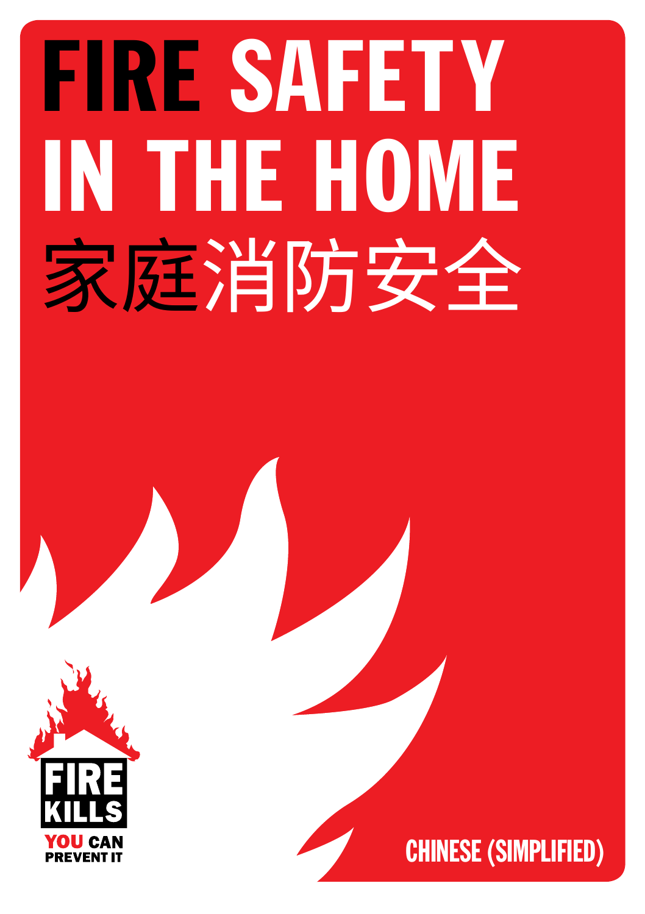# FIRE SAFETY IN THE HOME

# 家庭消防安全

FIRE KILLS

YOU CAN PREVENT IT

CHINESE (SIMPLIFIED)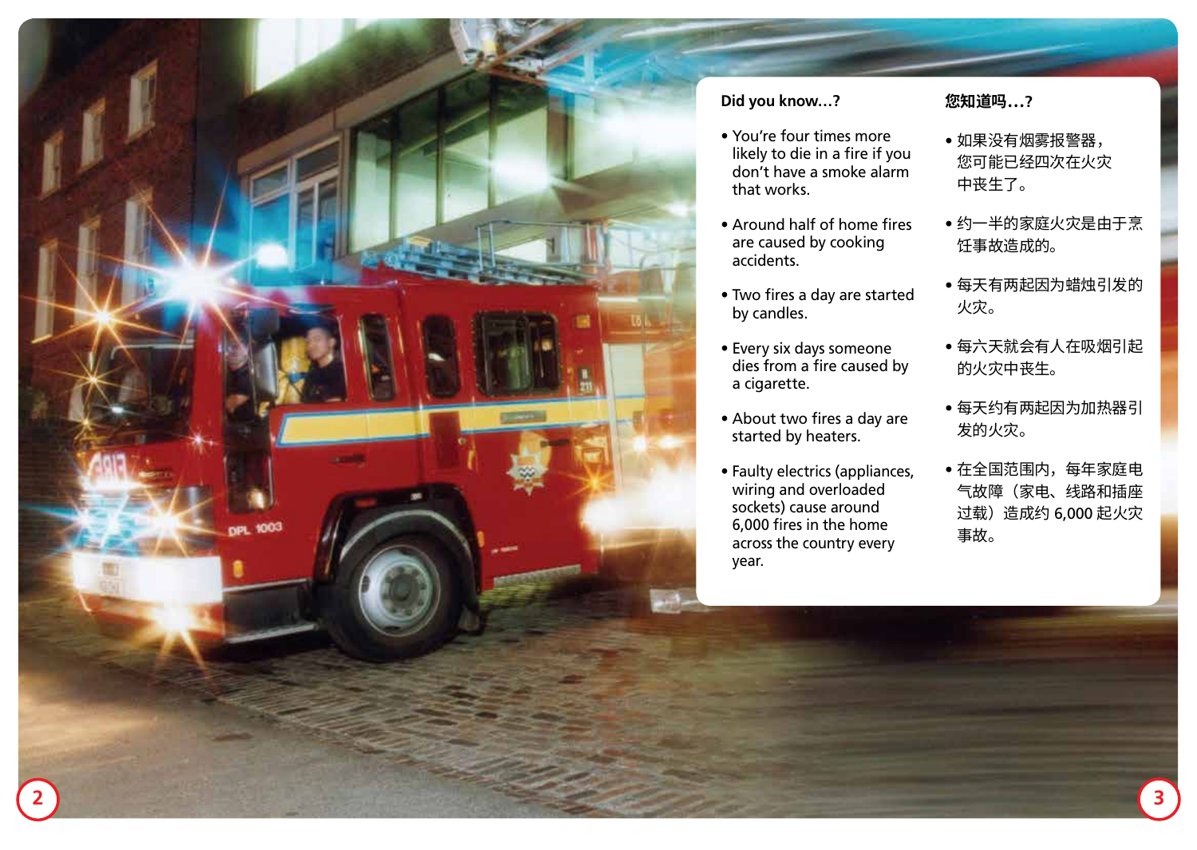## Did you know...?

- You're four times more likely to die in a fire if you don't have a smoke alarm that works.
- Around half of home fires are caused by cooking accidents.
- Two fires a day are started by candles.
- Every six days someone dies from a fire caused by a cigarette.
- About two fires a day are started by heaters.
- Faulty electrics (appliances, wiring and overloaded sockets) cause around 6,000 fires in the home across the country every year.

## 您知道吗…?

- 如果没有烟雾报警器，您可能已经四次在火灾中丧生了。
- 约一半的家庭火灾是由于烹饪事故造成的。
- 每天有两起因为蜡烛引发的火灾。
- 每六天就会有人在吸烟引起的火灾中丧生。
- 每天约有两起因为加热器引发的火灾。
- 在全国范围内，每年家庭电气故障（家电、线路和插座过载）造成约 6,000 起火灾事故。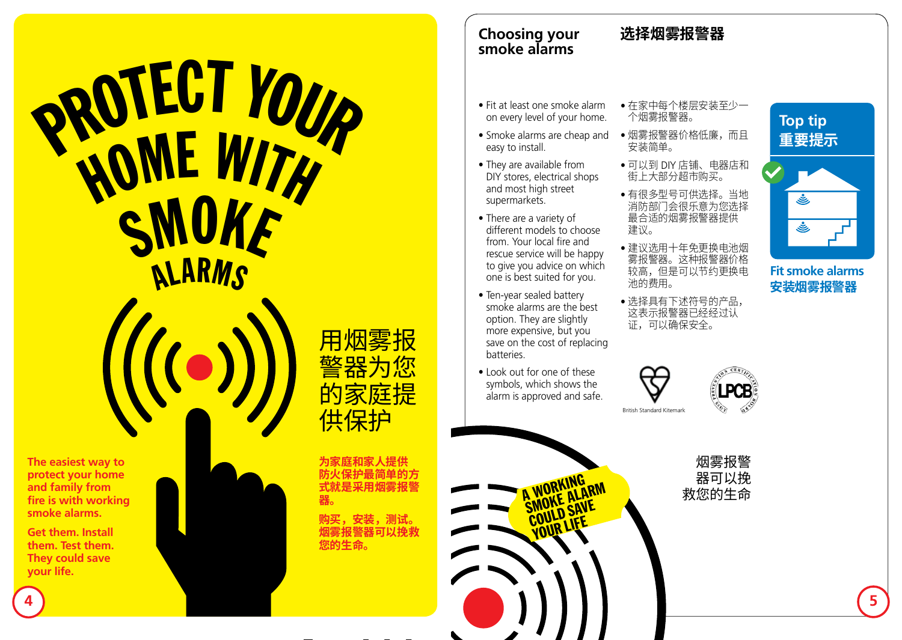# PROTECT YOUR HOME WITH SMOKE ALARMS

# 用烟雾报警器为您的家庭提供保护

**The easiest way to protect your home and family from fire is with working smoke alarms.**

**Get them. Install them. Test them. They could save your life.**

**为家庭和家人提供防火保护最简单的方式就是采用烟雾报警器。**

**购买，安装，测试。烟雾报警器可以挽救您的生命。**

## Choosing your smoke alarms

- Fit at least one smoke alarm on every level of your home.
- Smoke alarms are cheap and easy to install.
- They are available from DIY stores, electrical shops and most high street supermarkets.
- There are a variety of different models to choose from. Your local fire and rescue service will be happy to give you advice on which one is best suited for you.
- Ten-year sealed battery smoke alarms are the best option. They are slightly more expensive, but you save on the cost of replacing batteries.
- Look out for one of these symbols, which shows the alarm is approved and safe.

## 选择烟雾报警器

- 在家中每个楼层安装至少一个烟雾报警器。
- 烟雾报警器价格低廉，而且安装简单。
- 可以到 DIY 店铺、电器店和街上大部分超市购买。
- 有很多型号可供选择。当地消防部门会很乐意为您选择最合适的烟雾报警器提供建议。
- 建议选用十年免更换电池烟雾报警器。这种报警器价格较高，但是可以节约更换电池的费用。
- 选择具有下述符号的产品，这表示报警器已经过认证，可以确保安全。

British Standard Kitemark

LPCB

**Top tip**
**重要提示**

**Fit smoke alarms**
**安装烟雾报警器**

A WORKING SMOKE ALARM COULD SAVE YOUR LIFE

烟雾报警器可以挽救您的生命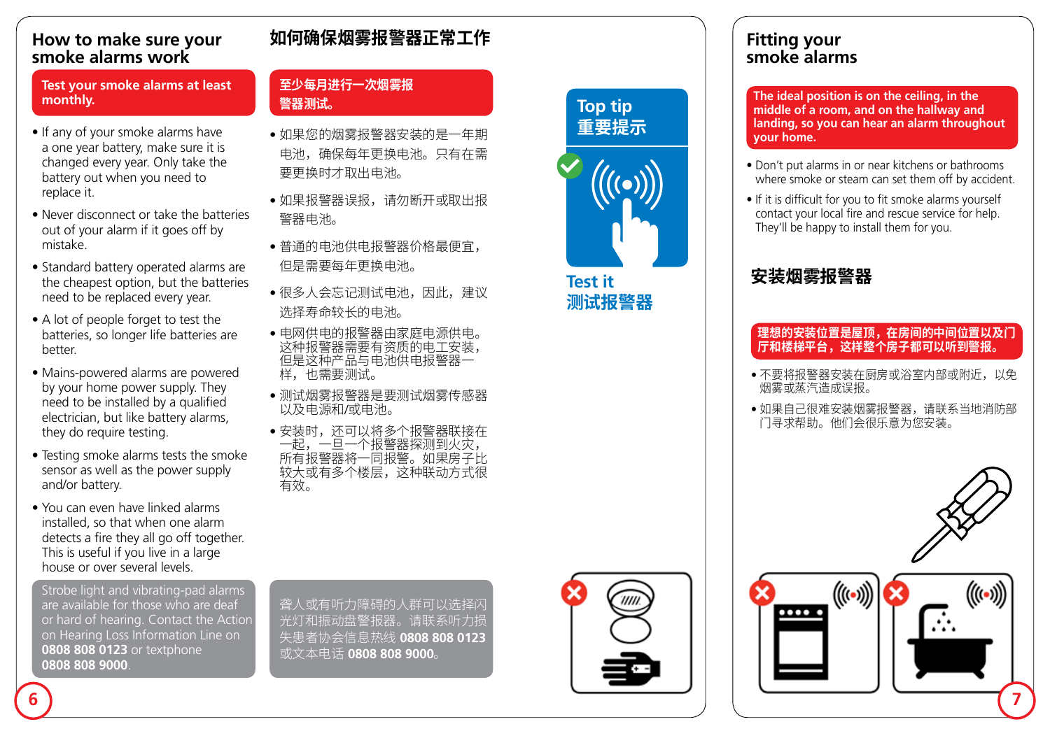## How to make sure your smoke alarms work

**Test your smoke alarms at least monthly.**

- If any of your smoke alarms have a one year battery, make sure it is changed every year. Only take the battery out when you need to replace it.
- Never disconnect or take the batteries out of your alarm if it goes off by mistake.
- Standard battery operated alarms are the cheapest option, but the batteries need to be replaced every year.
- A lot of people forget to test the batteries, so longer life batteries are better.
- Mains-powered alarms are powered by your home power supply. They need to be installed by a qualified electrician, but like battery alarms, they do require testing.
- Testing smoke alarms tests the smoke sensor as well as the power supply and/or battery.
- You can even have linked alarms installed, so that when one alarm detects a fire they all go off together. This is useful if you live in a large house or over several levels.

Strobe light and vibrating-pad alarms are available for those who are deaf or hard of hearing. Contact the Action on Hearing Loss Information Line on **0808 808 0123** or textphone **0808 808 9000**.

## 如何确保烟雾报警器正常工作

**至少每月进行一次烟雾报警器测试。**

- 如果您的烟雾报警器安装的是一年期电池，确保每年更换电池。只有在需要更换时才取出电池。
- 如果报警器误报，请勿断开或取出报警器电池。
- 普通的电池供电报警器价格最便宜，但是需要每年更换电池。
- 很多人会忘记测试电池，因此，建议选择寿命较长的电池。
- 电网供电的报警器由家庭电源供电。这种报警器需要有资质的电工安装，但是这种产品与电池供电报警器一样，也需要测试。
- 测试烟雾报警器是要测试烟雾传感器以及电源和/或电池。
- 安装时，还可以将多个报警器联接在一起，一旦一个报警器探测到火灾，所有报警器将一同报警。如果房子比较大或有多个楼层，这种联动方式很有效。

聋人或有听力障碍的人群可以选择闪光灯和振动盘报警器。请联系听力损失患者协会信息热线 **0808 808 0123** 或文本电话 **0808 808 9000**。

**Top tip**
**重要提示**

**Test it**
**测试报警器**

## Fitting your smoke alarms

**The ideal position is on the ceiling, in the middle of a room, and on the hallway and landing, so you can hear an alarm throughout your home.**

- Don't put alarms in or near kitchens or bathrooms where smoke or steam can set them off by accident.
- If it is difficult for you to fit smoke alarms yourself contact your local fire and rescue service for help. They'll be happy to install them for you.

## 安装烟雾报警器

**理想的安装位置是屋顶，在房间的中间位置以及门厅和楼梯平台，这样整个房子都可以听到警报。**

- 不要将报警器安装在厨房或浴室内部或附近，以免烟雾或蒸汽造成误报。
- 如果自己很难安装烟雾报警器，请联系当地消防部门寻求帮助。他们会很乐意为您安装。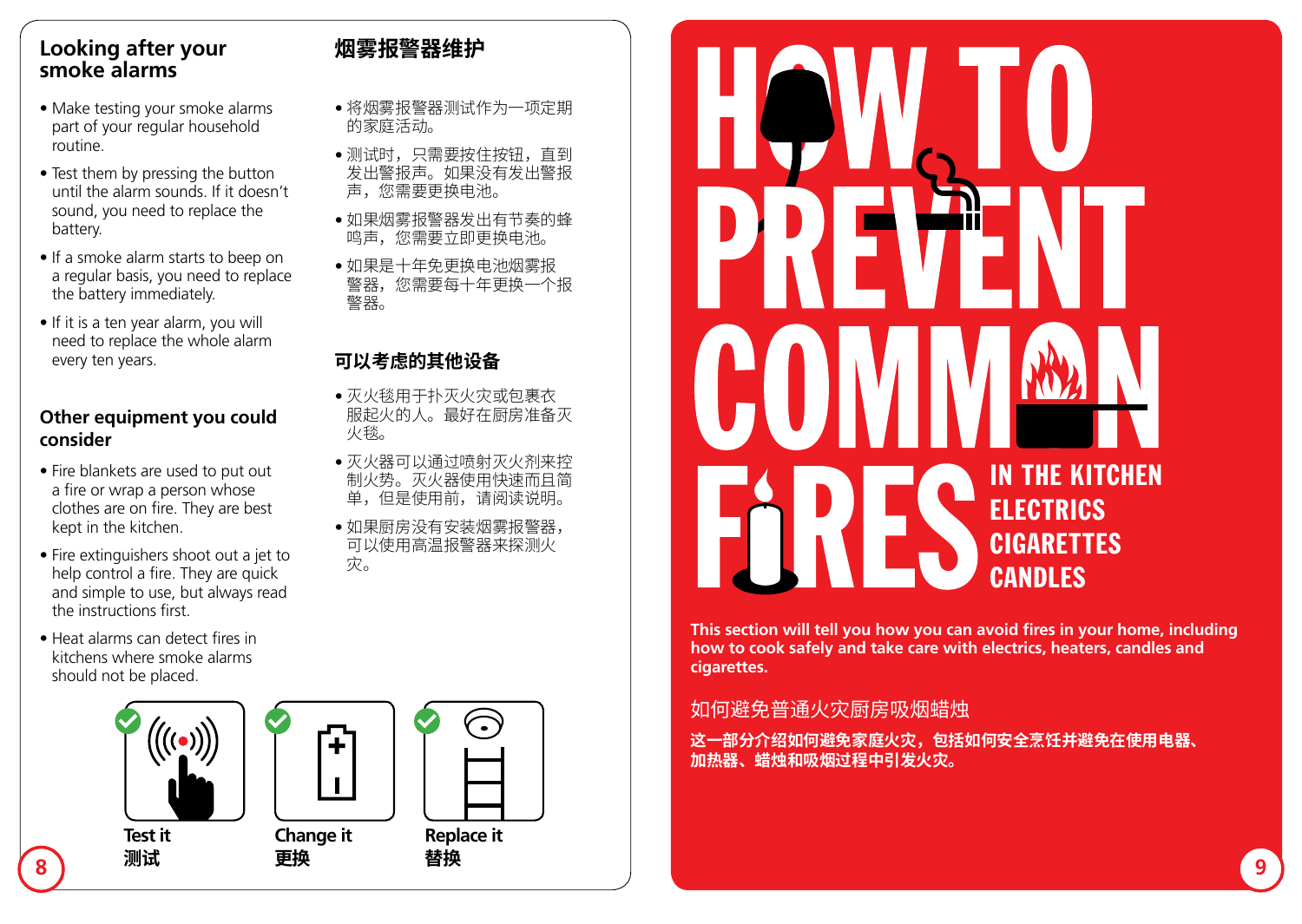## Looking after your smoke alarms

- Make testing your smoke alarms part of your regular household routine.
- Test them by pressing the button until the alarm sounds. If it doesn't sound, you need to replace the battery.
- If a smoke alarm starts to beep on a regular basis, you need to replace the battery immediately.
- If it is a ten year alarm, you will need to replace the whole alarm every ten years.

## 烟雾报警器维护

- 将烟雾报警器测试作为一项定期的家庭活动。
- 测试时，只需要按住按钮，直到发出警报声。如果没有发出警报声，您需要更换电池。
- 如果烟雾报警器发出有节奏的蜂鸣声，您需要立即更换电池。
- 如果是十年免更换电池烟雾报警器，您需要每十年更换一个报警器。

## Other equipment you could consider

- Fire blankets are used to put out a fire or wrap a person whose clothes are on fire. They are best kept in the kitchen.
- Fire extinguishers shoot out a jet to help control a fire. They are quick and simple to use, but always read the instructions first.
- Heat alarms can detect fires in kitchens where smoke alarms should not be placed.

## 可以考虑的其他设备

- 灭火毯用于扑灭火灾或包裹衣服起火的人。最好在厨房准备灭火毯。
- 灭火器可以通过喷射灭火剂来控制火势。灭火器使用快速而且简单，但是使用前，请阅读说明。
- 如果厨房没有安装烟雾报警器，可以使用高温报警器来探测火灾。

**Test it** 测试

**Change it** 更换

**Replace it** 替换

# HOW TO PREVENT COMMON FIRES

**IN THE KITCHEN**
**ELECTRICS**
**CIGARETTES**
**CANDLES**

**This section will tell you how you can avoid fires in your home, including how to cook safely and take care with electrics, heaters, candles and cigarettes.**

如何避免普通火灾厨房吸烟蜡烛

**这一部分介绍如何避免家庭火灾，包括如何安全烹饪并避免在使用电器、加热器、蜡烛和吸烟过程中引发火灾。**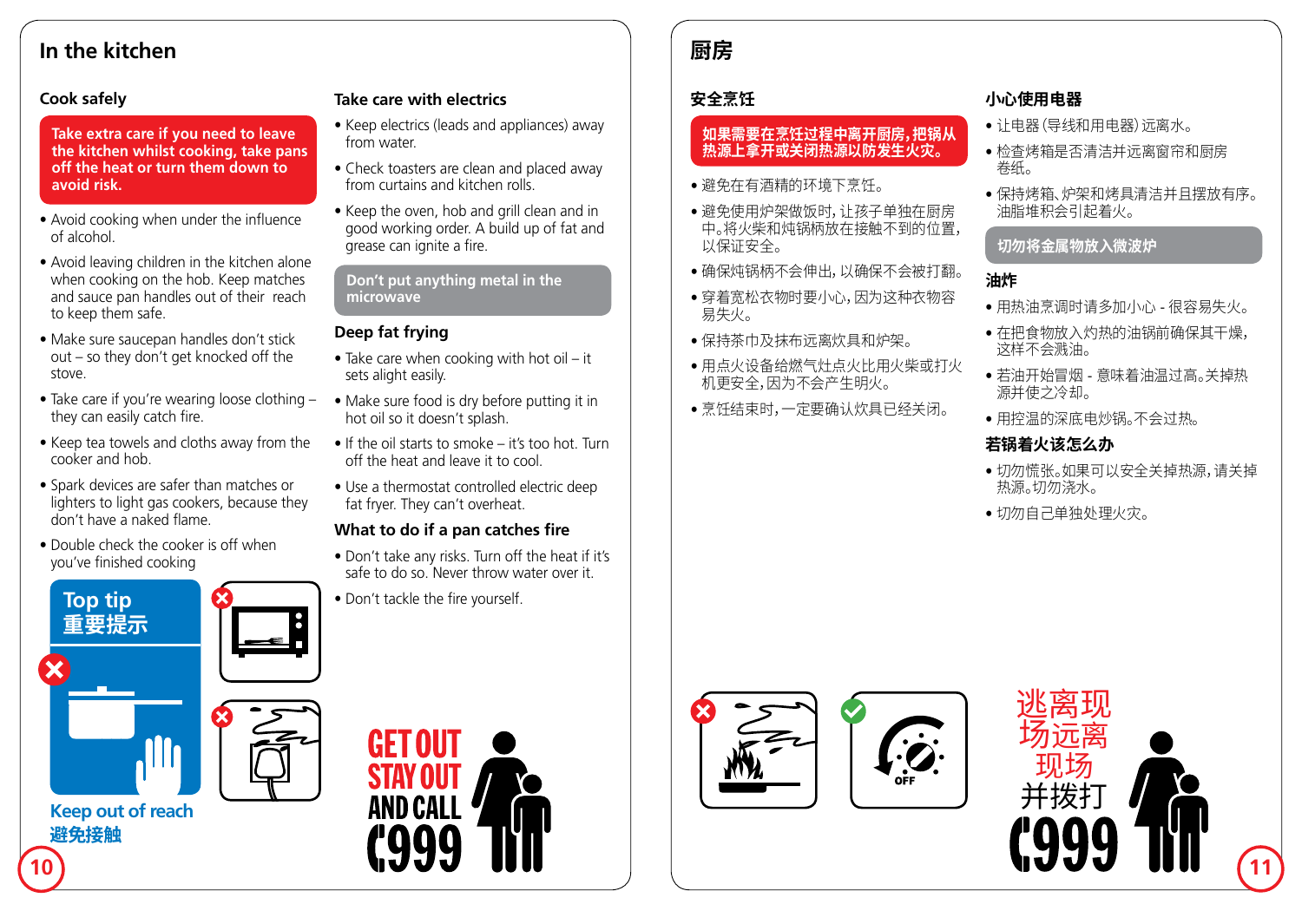# In the kitchen

## Cook safely

**Take extra care if you need to leave the kitchen whilst cooking, take pans off the heat or turn them down to avoid risk.**

- Avoid cooking when under the influence of alcohol.
- Avoid leaving children in the kitchen alone when cooking on the hob. Keep matches and sauce pan handles out of their reach to keep them safe.
- Make sure saucepan handles don't stick out – so they don't get knocked off the stove.
- Take care if you're wearing loose clothing – they can easily catch fire.
- Keep tea towels and cloths away from the cooker and hob.
- Spark devices are safer than matches or lighters to light gas cookers, because they don't have a naked flame.
- Double check the cooker is off when you've finished cooking

**Top tip**
**重要提示**

**Keep out of reach**
**避免接触**

## Take care with electrics

- Keep electrics (leads and appliances) away from water.
- Check toasters are clean and placed away from curtains and kitchen rolls.
- Keep the oven, hob and grill clean and in good working order. A build up of fat and grease can ignite a fire.

**Don't put anything metal in the microwave**

## Deep fat frying

- Take care when cooking with hot oil – it sets alight easily.
- Make sure food is dry before putting it in hot oil so it doesn't splash.
- If the oil starts to smoke – it's too hot. Turn off the heat and leave it to cool.
- Use a thermostat controlled electric deep fat fryer. They can't overheat.

## What to do if a pan catches fire

- Don't take any risks. Turn off the heat if it's safe to do so. Never throw water over it.
- Don't tackle the fire yourself.

**GET OUT STAY OUT AND CALL 999**

# 厨房

## 安全烹饪

**如果需要在烹饪过程中离开厨房，把锅从热源上拿开或关闭热源以防发生火灾。**

- 避免在有酒精的环境下烹饪。
- 避免使用炉架做饭时，让孩子单独在厨房中。将火柴和炖锅柄放在接触不到的位置，以保证安全。
- 确保炖锅柄不会伸出，以确保不会被打翻。
- 穿着宽松衣物时要小心，因为这种衣物容易失火。
- 保持茶巾及抹布远离炊具和炉架。
- 用点火设备给燃气灶点火比用火柴或打火机更安全，因为不会产生明火。
- 烹饪结束时，一定要确认炊具已经关闭。

## 小心使用电器

- 让电器（导线和用电器）远离水。
- 检查烤箱是否清洁并远离窗帘和厨房卷纸。
- 保持烤箱、炉架和烤具清洁并且摆放有序。油脂堆积会引起着火。

**切勿将金属物放入微波炉**

## 油炸

- 用热油烹调时请多加小心 - 很容易失火。
- 在把食物放入灼热的油锅前确保其干燥，这样不会溅油。
- 若油开始冒烟 - 意味着油温过高。关掉热源并使之冷却。
- 用控温的深底电炒锅。不会过热。

## 若锅着火该怎么办

- 切勿慌张。如果可以安全关掉热源，请关掉热源。切勿浇水。
- 切勿自己单独处理火灾。

OFF

**逃离现场远离现场并拨打999**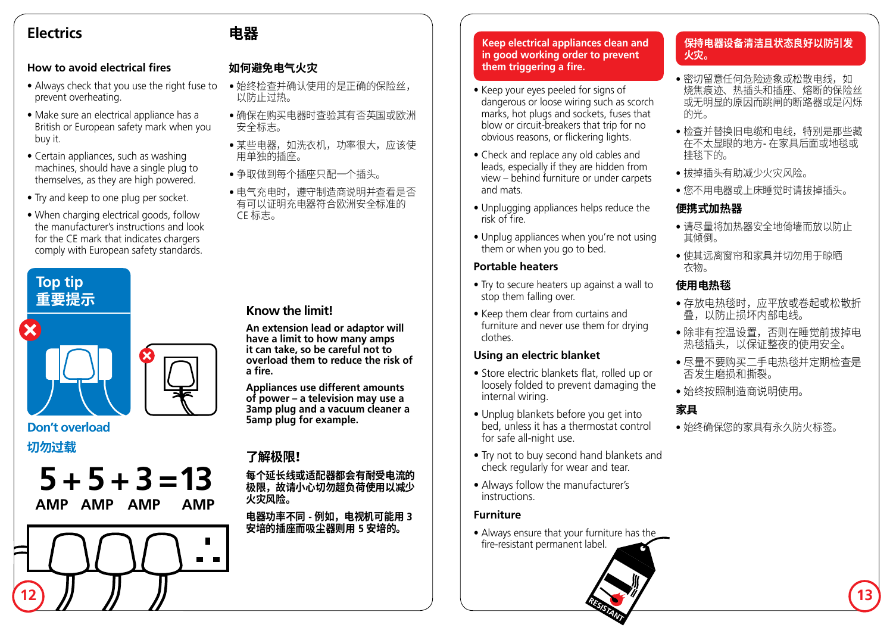# Electrics

## 电器

### How to avoid electrical fires

- Always check that you use the right fuse to prevent overheating.
- Make sure an electrical appliance has a British or European safety mark when you buy it.
- Certain appliances, such as washing machines, should have a single plug to themselves, as they are high powered.
- Try and keep to one plug per socket.
- When charging electrical goods, follow the manufacturer's instructions and look for the CE mark that indicates chargers comply with European safety standards.

### 如何避免电气火灾

- 始终检查并确认使用的是正确的保险丝，以防止过热。
- 确保在购买电器时查验其有否英国或欧洲安全标志。
- 某些电器，如洗衣机，功率很大，应该使用单独的插座。
- 争取做到每个插座只配一个插头。
- 电气充电时，遵守制造商说明并查看是否有可以证明充电器符合欧洲安全标准的CE 标志。

**Top tip**
**重要提示**

**Don't overload**
**切勿过载**

5 AMP + 5 AMP + 3 AMP = 13 AMP

### Know the limit!

**An extension lead or adaptor will have a limit to how many amps it can take, so be careful not to overload them to reduce the risk of a fire.**

**Appliances use different amounts of power – a television may use a 3amp plug and a vacuum cleaner a 5amp plug for example.**

### 了解极限!

**每个延长线或适配器都会有耐受电流的极限，故请小心切勿超负荷使用以减少火灾风险。**

**电器功率不同 - 例如，电视机可能用 3 安培的插座而吸尘器则用 5 安培的。**

**Keep electrical appliances clean and in good working order to prevent them triggering a fire.**

- Keep your eyes peeled for signs of dangerous or loose wiring such as scorch marks, hot plugs and sockets, fuses that blow or circuit-breakers that trip for no obvious reasons, or flickering lights.
- Check and replace any old cables and leads, especially if they are hidden from view – behind furniture or under carpets and mats.
- Unplugging appliances helps reduce the risk of fire.
- Unplug appliances when you're not using them or when you go to bed.

### Portable heaters

- Try to secure heaters up against a wall to stop them falling over.
- Keep them clear from curtains and furniture and never use them for drying clothes.

### Using an electric blanket

- Store electric blankets flat, rolled up or loosely folded to prevent damaging the internal wiring.
- Unplug blankets before you get into bed, unless it has a thermostat control for safe all-night use.
- Try not to buy second hand blankets and check regularly for wear and tear.
- Always follow the manufacturer's instructions.

### Furniture

- Always ensure that your furniture has the fire-resistant permanent label.

**保持电器设备清洁且状态良好以防引发火灾。**

- 密切留意任何危险迹象或松散电线，如烧焦痕迹、热插头和插座、熔断的保险丝或无明显的原因而跳闸的断路器或是闪烁的光。
- 检查并替换旧电缆和电线，特别是那些藏在不太显眼的地方- 在家具后面或地毯或挂毯下的。
- 拔掉插头有助减少火灾风险。
- 您不用电器或上床睡觉时请拔掉插头。

### 便携式加热器

- 请尽量将加热器安全地倚墙而放以防止其倾倒。
- 使其远离窗帘和家具并切勿用于晾晒衣物。

### 使用电热毯

- 存放电热毯时，应平放或卷起或松散折叠，以防止损坏内部电线。
- 除非有控温设置，否则在睡觉前拔掉电热毯插头，以保证整夜的使用安全。
- 尽量不要购买二手电热毯并定期检查是否发生磨损和撕裂。
- 始终按照制造商说明使用。

### 家具

- 始终确保您的家具有永久防火标签。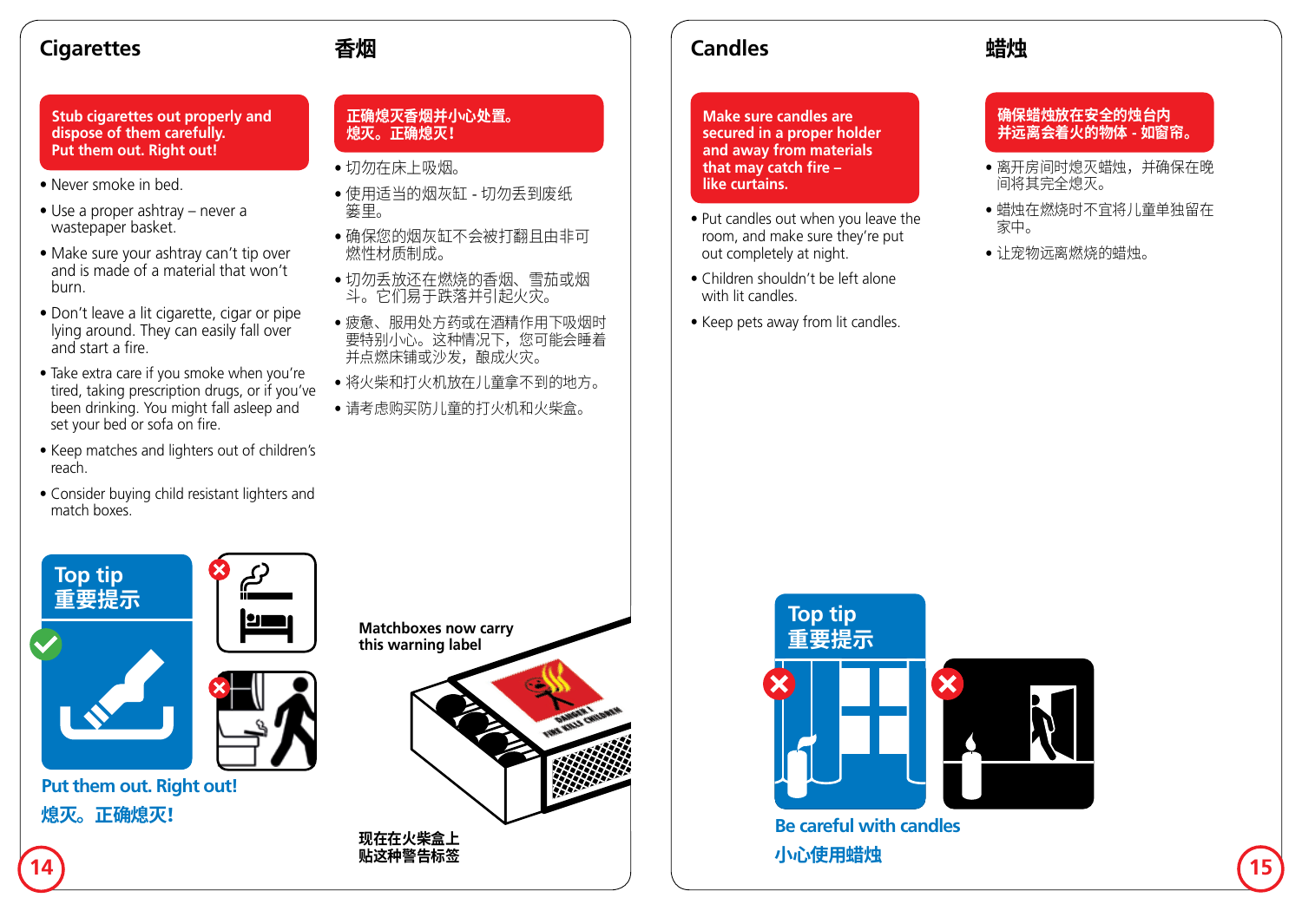## Cigarettes

## 香烟

**Stub cigarettes out properly and dispose of them carefully. Put them out. Right out!**

- Never smoke in bed.
- Use a proper ashtray – never a wastepaper basket.
- Make sure your ashtray can't tip over and is made of a material that won't burn.
- Don't leave a lit cigarette, cigar or pipe lying around. They can easily fall over and start a fire.
- Take extra care if you smoke when you're tired, taking prescription drugs, or if you've been drinking. You might fall asleep and set your bed or sofa on fire.
- Keep matches and lighters out of children's reach.
- Consider buying child resistant lighters and match boxes.

**正确熄灭香烟并小心处置。熄灭。正确熄灭！**

- 切勿在床上吸烟。
- 使用适当的烟灰缸 - 切勿丢到废纸篓里。
- 确保您的烟灰缸不会被打翻且由非可燃性材质制成。
- 切勿丢放还在燃烧的香烟、雪茄或烟斗。它们易于跌落并引起火灾。
- 疲惫、服用处方药或在酒精作用下吸烟时要特别小心。这种情况下，您可能会睡着并点燃床铺或沙发，酿成火灾。
- 将火柴和打火机放在儿童拿不到的地方。
- 请考虑购买防儿童的打火机和火柴盒。

**Top tip**
**重要提示**

**Put them out. Right out!**
**熄灭。正确熄灭！**

**Matchboxes now carry this warning label**

**现在在火柴盒上贴这种警告标签**

## Candles

## 蜡烛

**Make sure candles are secured in a proper holder and away from materials that may catch fire – like curtains.**

- Put candles out when you leave the room, and make sure they're put out completely at night.
- Children shouldn't be left alone with lit candles.
- Keep pets away from lit candles.

**确保蜡烛放在安全的烛台内并远离会着火的物体 - 如窗帘。**

- 离开房间时熄灭蜡烛，并确保在晚间将其完全熄灭。
- 蜡烛在燃烧时不宜将儿童单独留在家中。
- 让宠物远离燃烧的蜡烛。

**Top tip**
**重要提示**

**Be careful with candles**
**小心使用蜡烛**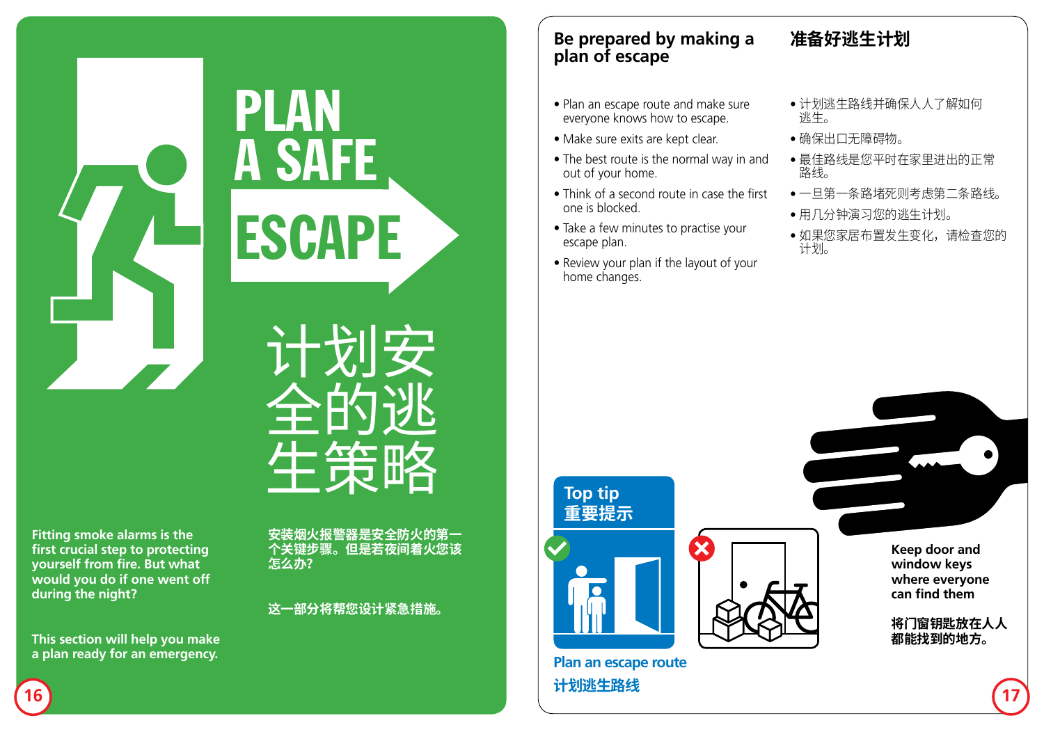# PLAN A SAFE ESCAPE

# 计划安全的逃生策略

**Fitting smoke alarms is the first crucial step to protecting yourself from fire. But what would you do if one went off during the night?**

**This section will help you make a plan ready for an emergency.**

**安装烟火报警器是安全防火的第一个关键步骤。但是若夜间着火您该怎么办?**

**这一部分将帮您设计紧急措施。**

## Be prepared by making a plan of escape

- Plan an escape route and make sure everyone knows how to escape.
- Make sure exits are kept clear.
- The best route is the normal way in and out of your home.
- Think of a second route in case the first one is blocked.
- Take a few minutes to practise your escape plan.
- Review your plan if the layout of your home changes.

## 准备好逃生计划

- 计划逃生路线并确保人人了解如何逃生。
- 确保出口无障碍物。
- 最佳路线是您平时在家里进出的正常路线。
- 一旦第一条路堵死则考虑第二条路线。
- 用几分钟演习您的逃生计划。
- 如果您家居布置发生变化，请检查您的计划。

### Top tip
### 重要提示

**Plan an escape route**

**计划逃生路线**

**Keep door and window keys where everyone can find them**

**将门窗钥匙放在人人都能找到的地方。**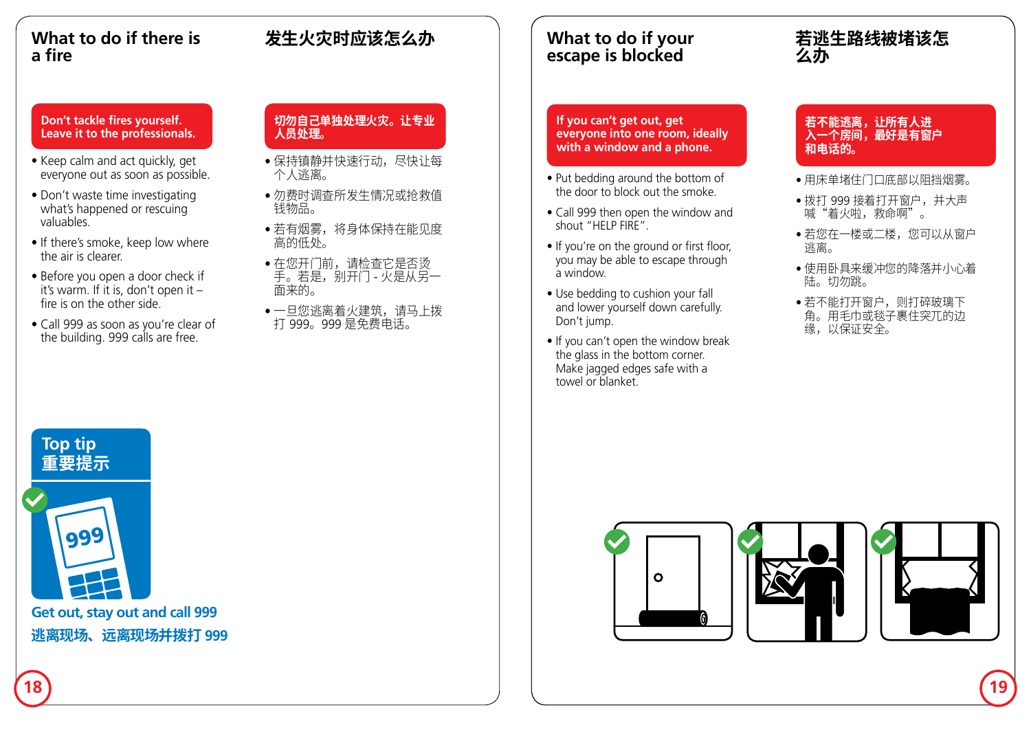## What to do if there is a fire

## 发生火灾时应该怎么办

**Don't tackle fires yourself. Leave it to the professionals.**

- Keep calm and act quickly, get everyone out as soon as possible.
- Don't waste time investigating what's happened or rescuing valuables.
- If there's smoke, keep low where the air is clearer.
- Before you open a door check if it's warm. If it is, don't open it – fire is on the other side.
- Call 999 as soon as you're clear of the building. 999 calls are free.

**切勿自己单独处理火灾。让专业人员处理。**

- 保持镇静并快速行动，尽快让每个人逃离。
- 勿费时调查所发生情况或抢救值钱物品。
- 若有烟雾，将身体保持在能见度高的低处。
- 在您开门前，请检查它是否烫手。若是，别开门 - 火是从另一面来的。
- 一旦您逃离着火建筑，请马上拨打 999。999 是免费电话。

**Top tip**
**重要提示**

**Get out, stay out and call 999**

**逃离现场、远离现场并拨打 999**

## What to do if your escape is blocked

## 若逃生路线被堵该怎么办

**If you can't get out, get everyone into one room, ideally with a window and a phone.**

- Put bedding around the bottom of the door to block out the smoke.
- Call 999 then open the window and shout "HELP FIRE".
- If you're on the ground or first floor, you may be able to escape through a window.
- Use bedding to cushion your fall and lower yourself down carefully. Don't jump.
- If you can't open the window break the glass in the bottom corner. Make jagged edges safe with a towel or blanket.

**若不能逃离，让所有人进入一个房间，最好是有窗户和电话的。**

- 用床单堵住门口底部以阻挡烟雾。
- 拨打 999 接着打开窗户，并大声喊"着火啦，救命啊"。
- 若您在一楼或二楼，您可以从窗户逃离。
- 使用卧具来缓冲您的降落并小心着陆。切勿跳。
- 若不能打开窗户，则打碎玻璃下角。用毛巾或毯子遮住突兀的边缘，以保证安全。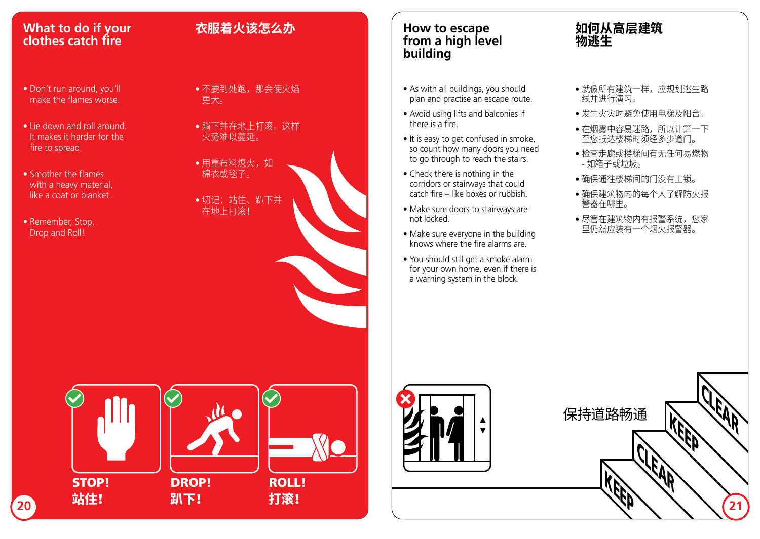## What to do if your clothes catch fire

## 衣服着火该怎么办

- Don't run around, you'll make the flames worse.
- Lie down and roll around. It makes it harder for the fire to spread.
- Smother the flames with a heavy material, like a coat or blanket.
- Remember, Stop, Drop and Roll!

- 不要到处跑，那会使火焰更大。
- 躺下并在地上打滚。这样火势难以蔓延。
- 用重布料熄火，如棉衣或毯子。
- 切记：站住、趴下并在地上打滚！

**STOP!** **站住！**

**DROP!** **趴下！**

**ROLL!** **打滚！**

## How to escape from a high level building

## 如何从高层建筑物逃生

- As with all buildings, you should plan and practise an escape route.
- Avoid using lifts and balconies if there is a fire.
- It is easy to get confused in smoke, so count how many doors you need to go through to reach the stairs.
- Check there is nothing in the corridors or stairways that could catch fire – like boxes or rubbish.
- Make sure doors to stairways are not locked.
- Make sure everyone in the building knows where the fire alarms are.
- You should still get a smoke alarm for your own home, even if there is a warning system in the block.

- 就像所有建筑一样，应规划逃生路线并进行演习。
- 发生火灾时避免使用电梯及阳台。
- 在烟雾中容易迷路，所以计算一下至您抵达楼梯时须经多少道门。
- 检查走廊或楼梯间有无任何易燃物 - 如箱子或垃圾。
- 确保通往楼梯间的门没有上锁。
- 确保建筑物内的每个人了解防火报警器在哪里。
- 尽管在建筑物内有报警系统，您家里仍然应装有一个烟火报警器。

保持道路畅通

KEEP CLEAR KEEP CLEAR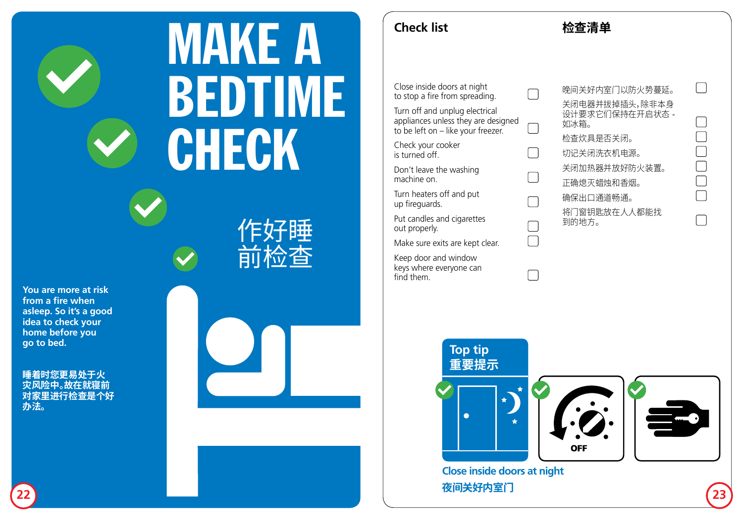# MAKE A BEDTIME CHECK

# 作好睡前检查

**You are more at risk from a fire when asleep. So it's a good idea to check your home before you go to bed.**

**睡着时您更易处于火灾风险中。故在就寝前对家里进行检查是个好办法。**

## Check list

- [ ] Close inside doors at night to stop a fire from spreading.
- [ ] Turn off and unplug electrical appliances unless they are designed to be left on – like your freezer.
- [ ] Check your cooker is turned off.
- [ ] Don't leave the washing machine on.
- [ ] Turn heaters off and put up fireguards.
- [ ] Put candles and cigarettes out properly.
- [ ] Make sure exits are kept clear.
- [ ] Keep door and window keys where everyone can find them.

## 检查清单

- [ ] 晚间关好内室门以防火势蔓延。
- [ ] 关闭电器并拔掉插头，除非本身设计要求它们保持在开启状态 - 如冰箱。
- [ ] 检查炊具是否关闭。
- [ ] 切记关闭洗衣机电源。
- [ ] 关闭加热器并放好防火装置。
- [ ] 正确熄灭蜡烛和香烟。
- [ ] 确保出口通道畅通。
- [ ] 将门窗钥匙放在人人都能找到的地方。

**Top tip**
**重要提示**

OFF

**Close inside doors at night**
**夜间关好内室门**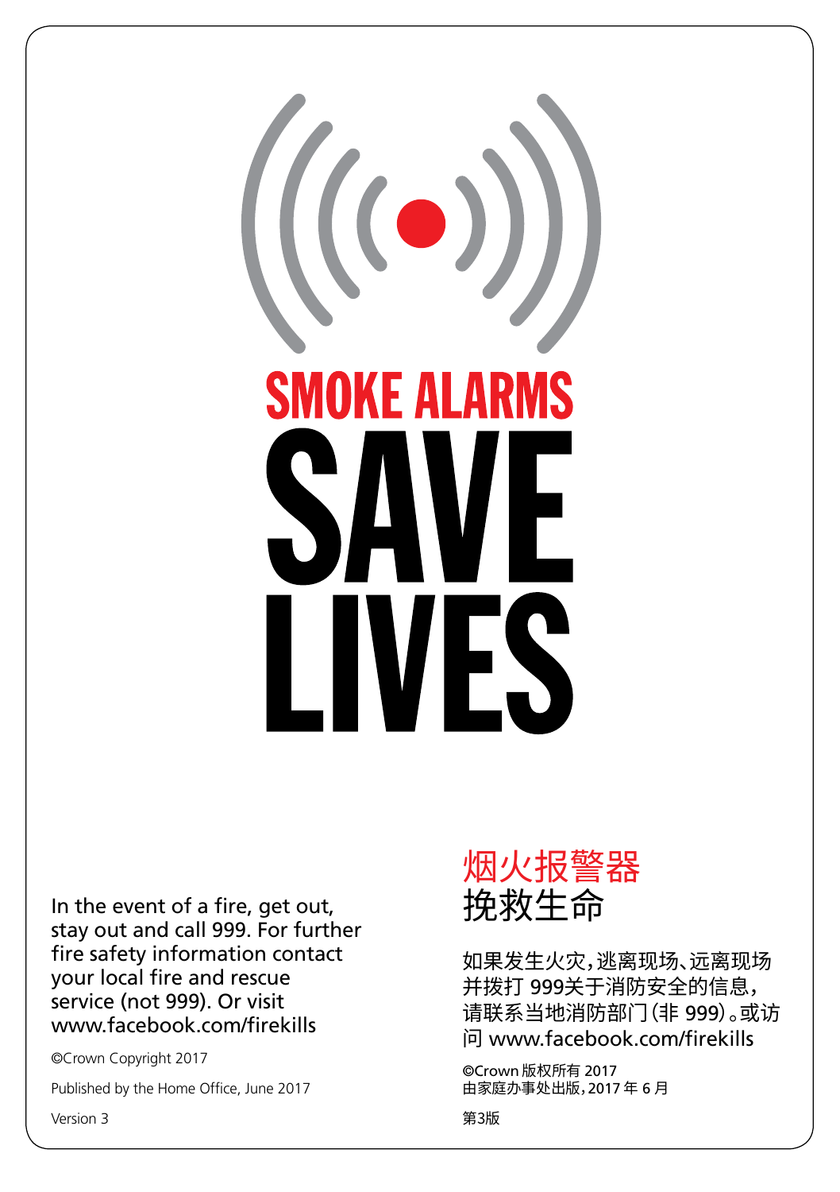# SMOKE ALARMS SAVE LIVES

In the event of a fire, get out, stay out and call 999. For further fire safety information contact your local fire and rescue service (not 999). Or visit www.facebook.com/firekills

©Crown Copyright 2017

Published by the Home Office, June 2017

Version 3

# 烟火报警器 挽救生命

如果发生火灾，逃离现场、远离现场并拨打 999关于消防安全的信息，请联系当地消防部门（非 999）。或访问 www.facebook.com/firekills

©Crown 版权所有 2017
由家庭办事处出版，2017 年 6 月

第3版